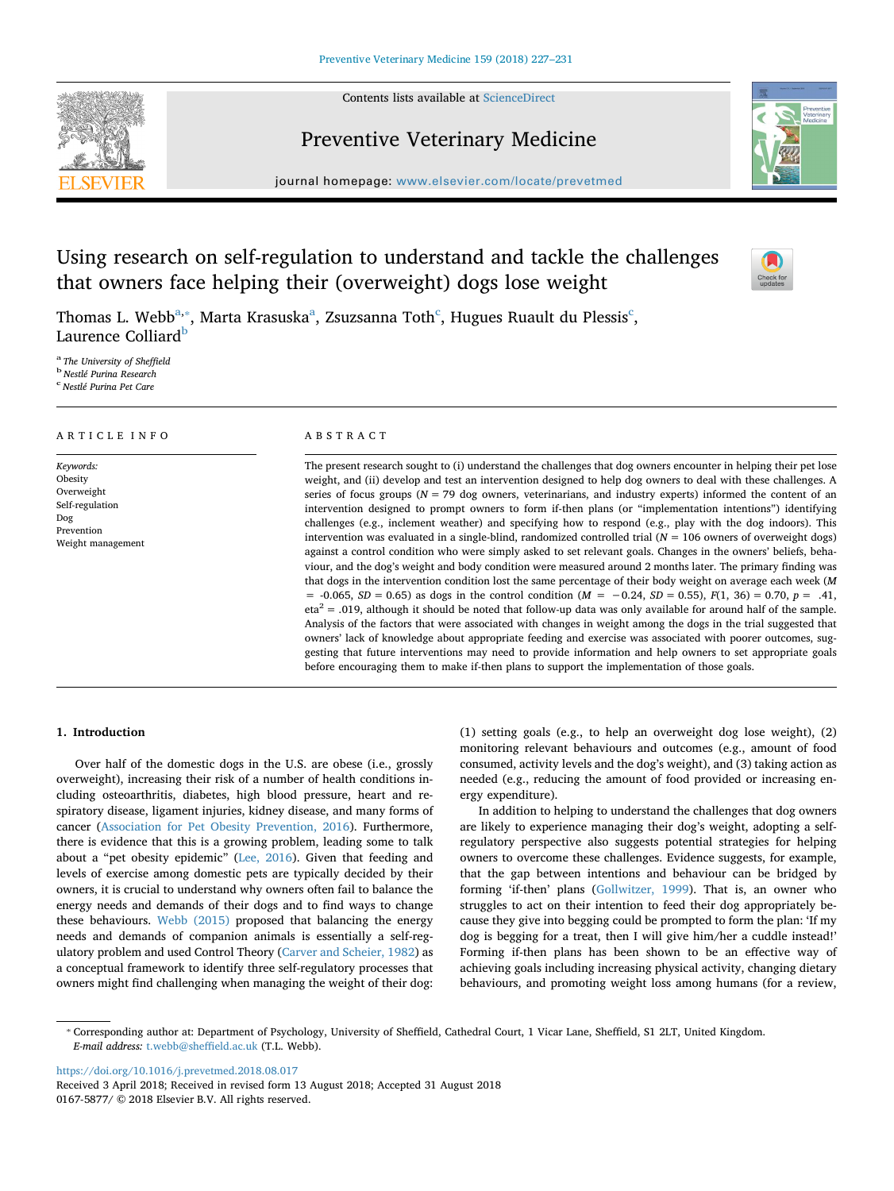# Using research on self-regulation to understand and tackle the challenges that owners face helping their (overweight) dogs lose weight

Thomas L. Webb[a,*], Marta Krasuska[a], Zsuzsanna Toth[c], Hugues Ruault du Plessis[c], Laurence Colliard[b]

[a] The University of Sheffield
[b] Nestlé Purina Research
[c] Nestlé Purina Pet Care

## ARTICLE INFO

*Keywords:*
Obesity
Overweight
Self-regulation
Dog
Prevention
Weight management

## ABSTRACT

The present research sought to (i) understand the challenges that dog owners encounter in helping their pet lose weight, and (ii) develop and test an intervention designed to help dog owners to deal with these challenges. A series of focus groups ($N$ = 79 dog owners, veterinarians, and industry experts) informed the content of an intervention designed to prompt owners to form if-then plans (or "implementation intentions") identifying challenges (e.g., inclement weather) and specifying how to respond (e.g., play with the dog indoors). This intervention was evaluated in a single-blind, randomized controlled trial ($N$ = 106 owners of overweight dogs) against a control condition who were simply asked to set relevant goals. Changes in the owners' beliefs, behaviour, and the dog's weight and body condition were measured around 2 months later. The primary finding was that dogs in the intervention condition lost the same percentage of their body weight on average each week ($M$ = -0.065, $SD$ = 0.65) as dogs in the control condition ($M$ = −0.24, $SD$ = 0.55), $F(1, 36) = 0.70$, $p$ = .41, eta$^2$ = .019, although it should be noted that follow-up data was only available for around half of the sample. Analysis of the factors that were associated with changes in weight among the dogs in the trial suggested that owners' lack of knowledge about appropriate feeding and exercise was associated with poorer outcomes, suggesting that future interventions may need to provide information and help owners to set appropriate goals before encouraging them to make if-then plans to support the implementation of those goals.

## 1. Introduction

Over half of the domestic dogs in the U.S. are obese (i.e., grossly overweight), increasing their risk of a number of health conditions including osteoarthritis, diabetes, high blood pressure, heart and respiratory disease, ligament injuries, kidney disease, and many forms of cancer (Association for Pet Obesity Prevention, 2016). Furthermore, there is evidence that this is a growing problem, leading some to talk about a "pet obesity epidemic" (Lee, 2016). Given that feeding and levels of exercise among domestic pets are typically decided by their owners, it is crucial to understand why owners often fail to balance the energy needs and demands of their dogs and to find ways to change these behaviours. Webb (2015) proposed that balancing the energy needs and demands of companion animals is essentially a self-regulatory problem and used Control Theory (Carver and Scheier, 1982) as a conceptual framework to identify three self-regulatory processes that owners might find challenging when managing the weight of their dog: (1) setting goals (e.g., to help an overweight dog lose weight), (2) monitoring relevant behaviours and outcomes (e.g., amount of food consumed, activity levels and the dog's weight), and (3) taking action as needed (e.g., reducing the amount of food provided or increasing energy expenditure).

In addition to helping to understand the challenges that dog owners are likely to experience managing their dog's weight, adopting a self-regulatory perspective also suggests potential strategies for helping owners to overcome these challenges. Evidence suggests, for example, that the gap between intentions and behaviour can be bridged by forming 'if-then' plans (Gollwitzer, 1999). That is, an owner who struggles to act on their intention to feed their dog appropriately because they give into begging could be prompted to form the plan: 'If my dog is begging for a treat, then I will give him/her a cuddle instead!' Forming if-then plans has been shown to be an effective way of achieving goals including increasing physical activity, changing dietary behaviours, and promoting weight loss among humans (for a review,

* Corresponding author at: Department of Psychology, University of Sheffield, Cathedral Court, 1 Vicar Lane, Sheffield, S1 2LT, United Kingdom.
*E-mail address:* t.webb@sheffield.ac.uk (T.L. Webb).

https://doi.org/10.1016/j.prevetmed.2018.08.017
Received 3 April 2018; Received in revised form 13 August 2018; Accepted 31 August 2018
0167-5877/ © 2018 Elsevier B.V. All rights reserved.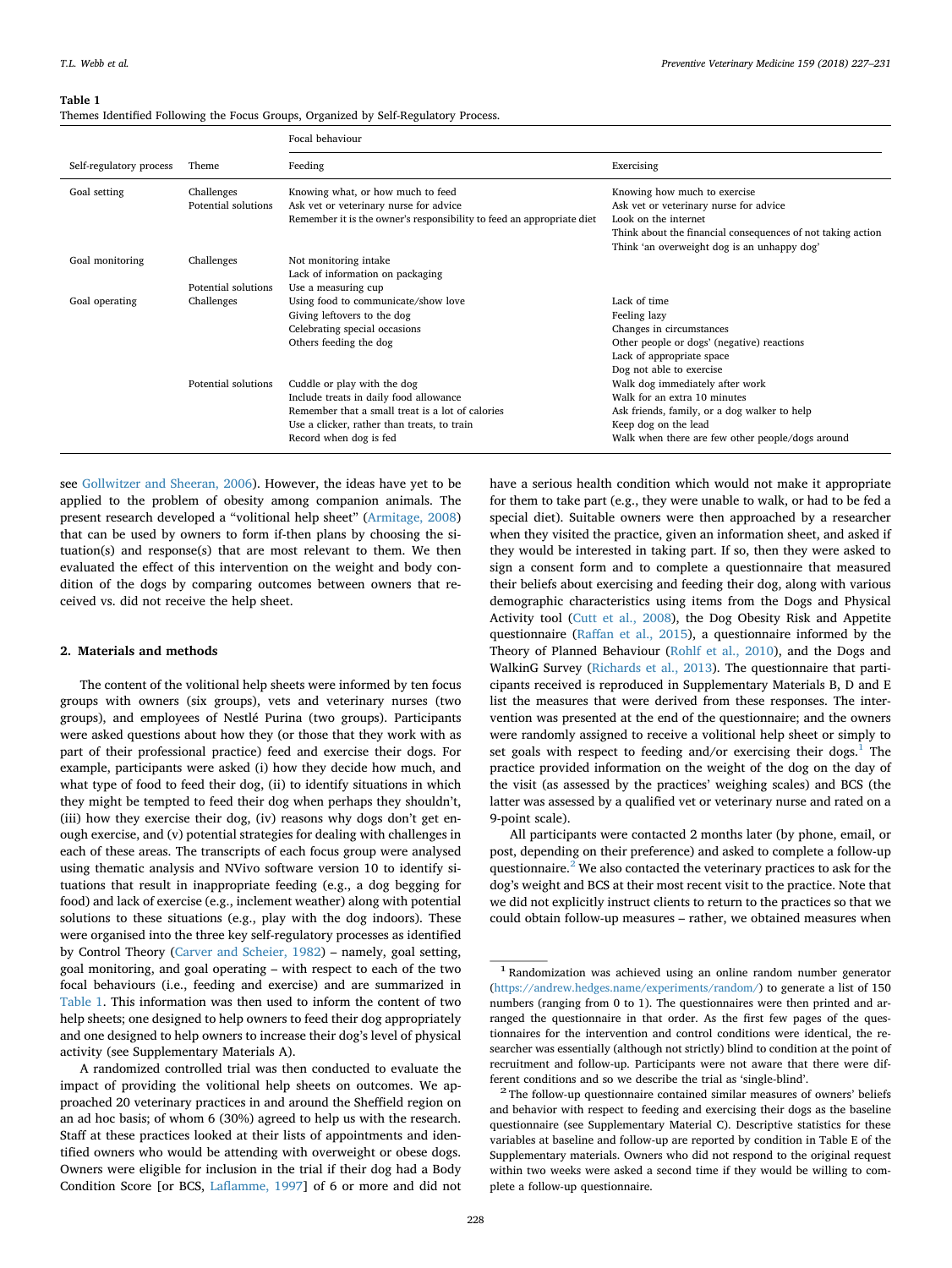**Table 1**
Themes Identified Following the Focus Groups, Organized by Self-Regulatory Process.

| Self-regulatory process | Theme | Focal behaviour | |
|---|---|---|---|
| | | Feeding | Exercising |
| Goal setting | Challenges | Knowing what, or how much to feed | Knowing how much to exercise |
| | Potential solutions | Ask vet or veterinary nurse for advice | Ask vet or veterinary nurse for advice |
| | | Remember it is the owner's responsibility to feed an appropriate diet | Look on the internet |
| | | | Think about the financial consequences of not taking action |
| | | | Think 'an overweight dog is an unhappy dog' |
| Goal monitoring | Challenges | Not monitoring intake | |
| | | Lack of information on packaging | |
| | Potential solutions | Use a measuring cup | |
| Goal operating | Challenges | Using food to communicate/show love | Lack of time |
| | | Giving leftovers to the dog | Feeling lazy |
| | | Celebrating special occasions | Changes in circumstances |
| | | Others feeding the dog | Other people or dogs' (negative) reactions |
| | | | Lack of appropriate space |
| | | | Dog not able to exercise |
| | Potential solutions | Cuddle or play with the dog | Walk dog immediately after work |
| | | Include treats in daily food allowance | Walk for an extra 10 minutes |
| | | Remember that a small treat is a lot of calories | Ask friends, family, or a dog walker to help |
| | | Use a clicker, rather than treats, to train | Keep dog on the lead |
| | | Record when dog is fed | Walk when there are few other people/dogs around |

see Gollwitzer and Sheeran, 2006). However, the ideas have yet to be applied to the problem of obesity among companion animals. The present research developed a "volitional help sheet" (Armitage, 2008) that can be used by owners to form if-then plans by choosing the situation(s) and response(s) that are most relevant to them. We then evaluated the effect of this intervention on the weight and body condition of the dogs by comparing outcomes between owners that received vs. did not receive the help sheet.

## 2. Materials and methods

The content of the volitional help sheets were informed by ten focus groups with owners (six groups), vets and veterinary nurses (two groups), and employees of Nestlé Purina (two groups). Participants were asked questions about how they (or those that they work with as part of their professional practice) feed and exercise their dogs. For example, participants were asked (i) how they decide how much, and what type of food to feed their dog, (ii) to identify situations in which they might be tempted to feed their dog when perhaps they shouldn't, (iii) how they exercise their dog, (iv) reasons why dogs don't get enough exercise, and (v) potential strategies for dealing with challenges in each of these areas. The transcripts of each focus group were analysed using thematic analysis and NVivo software version 10 to identify situations that result in inappropriate feeding (e.g., a dog begging for food) and lack of exercise (e.g., inclement weather) along with potential solutions to these situations (e.g., play with the dog indoors). These were organised into the three key self-regulatory processes as identified by Control Theory (Carver and Scheier, 1982) – namely, goal setting, goal monitoring, and goal operating – with respect to each of the two focal behaviours (i.e., feeding and exercise) and are summarized in Table 1. This information was then used to inform the content of two help sheets; one designed to help owners to feed their dog appropriately and one designed to help owners to increase their dog's level of physical activity (see Supplementary Materials A).

A randomized controlled trial was then conducted to evaluate the impact of providing the volitional help sheets on outcomes. We approached 20 veterinary practices in and around the Sheffield region on an ad hoc basis; of whom 6 (30%) agreed to help us with the research. Staff at these practices looked at their lists of appointments and identified owners who would be attending with overweight or obese dogs. Owners were eligible for inclusion in the trial if their dog had a Body Condition Score [or BCS, Laflamme, 1997] of 6 or more and did not have a serious health condition which would not make it appropriate for them to take part (e.g., they were unable to walk, or had to be fed a special diet). Suitable owners were then approached by a researcher when they visited the practice, given an information sheet, and asked if they would be interested in taking part. If so, then they were asked to sign a consent form and to complete a questionnaire that measured their beliefs about exercising and feeding their dog, along with various demographic characteristics using items from the Dogs and Physical Activity tool (Cutt et al., 2008), the Dog Obesity Risk and Appetite questionnaire (Raffan et al., 2015), a questionnaire informed by the Theory of Planned Behaviour (Rohlf et al., 2010), and the Dogs and WalkinG Survey (Richards et al., 2013). The questionnaire that participants received is reproduced in Supplementary Materials B, D and E list the measures that were derived from these responses. The intervention was presented at the end of the questionnaire; and the owners were randomly assigned to receive a volitional help sheet or simply to set goals with respect to feeding and/or exercising their dogs.[1] The practice provided information on the weight of the dog on the day of the visit (as assessed by the practices' weighing scales) and BCS (the latter was assessed by a qualified vet or veterinary nurse and rated on a 9-point scale).

All participants were contacted 2 months later (by phone, email, or post, depending on their preference) and asked to complete a follow-up questionnaire.[2] We also contacted the veterinary practices to ask for the dog's weight and BCS at their most recent visit to the practice. Note that we did not explicitly instruct clients to return to the practices so that we could obtain follow-up measures – rather, we obtained measures when

[1] Randomization was achieved using an online random number generator (https://andrew.hedges.name/experiments/random/) to generate a list of 150 numbers (ranging from 0 to 1). The questionnaires were then printed and arranged the questionnaire in that order. As the first few pages of the questionnaires for the intervention and control conditions were identical, the researcher was essentially (although not strictly) blind to condition at the point of recruitment and follow-up. Participants were not aware that there were different conditions and so we describe the trial as 'single-blind'.

[2] The follow-up questionnaire contained similar measures of owners' beliefs and behavior with respect to feeding and exercising their dogs as the baseline questionnaire (see Supplementary Material C). Descriptive statistics for these variables at baseline and follow-up are reported by condition in Table E of the Supplementary materials. Owners who did not respond to the original request within two weeks were asked a second time if they would be willing to complete a follow-up questionnaire.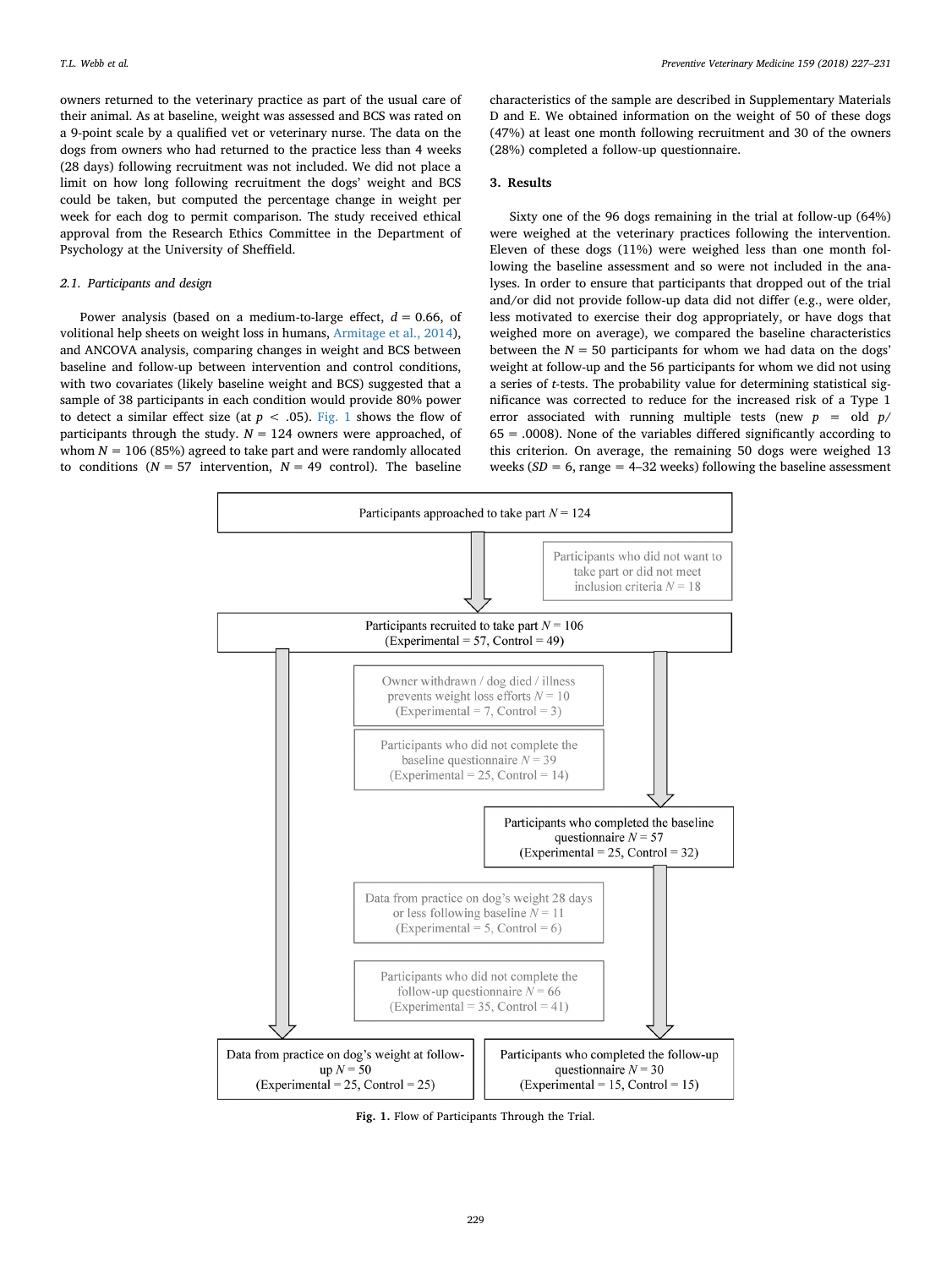owners returned to the veterinary practice as part of the usual care of their animal. As at baseline, weight was assessed and BCS was rated on a 9-point scale by a qualified vet or veterinary nurse. The data on the dogs from owners who had returned to the practice less than 4 weeks (28 days) following recruitment was not included. We did not place a limit on how long following recruitment the dogs' weight and BCS could be taken, but computed the percentage change in weight per week for each dog to permit comparison. The study received ethical approval from the Research Ethics Committee in the Department of Psychology at the University of Sheffield.

### 2.1. Participants and design

Power analysis (based on a medium-to-large effect, $d = 0.66$, of volitional help sheets on weight loss in humans, Armitage et al., 2014), and ANCOVA analysis, comparing changes in weight and BCS between baseline and follow-up between intervention and control conditions, with two covariates (likely baseline weight and BCS) suggested that a sample of 38 participants in each condition would provide 80% power to detect a similar effect size (at $p < .05$). Fig. 1 shows the flow of participants through the study. $N = 124$ owners were approached, of whom $N = 106$ (85%) agreed to take part and were randomly allocated to conditions ($N = 57$ intervention, $N = 49$ control). The baseline characteristics of the sample are described in Supplementary Materials D and E. We obtained information on the weight of 50 of these dogs (47%) at least one month following recruitment and 30 of the owners (28%) completed a follow-up questionnaire.

## 3. Results

Sixty one of the 96 dogs remaining in the trial at follow-up (64%) were weighed at the veterinary practices following the intervention. Eleven of these dogs (11%) were weighed less than one month following the baseline assessment and so were not included in the analyses. In order to ensure that participants that dropped out of the trial and/or did not provide follow-up data did not differ (e.g., were older, less motivated to exercise their dog appropriately, or have dogs that weighed more on average), we compared the baseline characteristics between the $N = 50$ participants for whom we had data on the dogs' weight at follow-up and the 56 participants for whom we did not using a series of $t$-tests. The probability value for determining statistical significance was corrected to reduce for the increased risk of a Type 1 error associated with running multiple tests (new $p$ = old $p$/65 = .0008). None of the variables differed significantly according to this criterion. On average, the remaining 50 dogs were weighed 13 weeks ($SD$ = 6, range = 4–32 weeks) following the baseline assessment

Participants approached to take part $N = 124$

Participants who did not want to take part or did not meet inclusion criteria $N = 18$

Participants recruited to take part $N = 106$ (Experimental = 57, Control = 49)

Owner withdrawn / dog died / illness prevents weight loss efforts $N = 10$ (Experimental = 7, Control = 3)

Participants who did not complete the baseline questionnaire $N = 39$ (Experimental = 25, Control = 14)

Participants who completed the baseline questionnaire $N = 57$ (Experimental = 25, Control = 32)

Data from practice on dog's weight 28 days or less following baseline $N = 11$ (Experimental = 5, Control = 6)

Participants who did not complete the follow-up questionnaire $N = 66$ (Experimental = 35, Control = 41)

Data from practice on dog's weight at follow-up $N = 50$ (Experimental = 25, Control = 25)

Participants who completed the follow-up questionnaire $N = 30$ (Experimental = 15, Control = 15)

**Fig. 1.** Flow of Participants Through the Trial.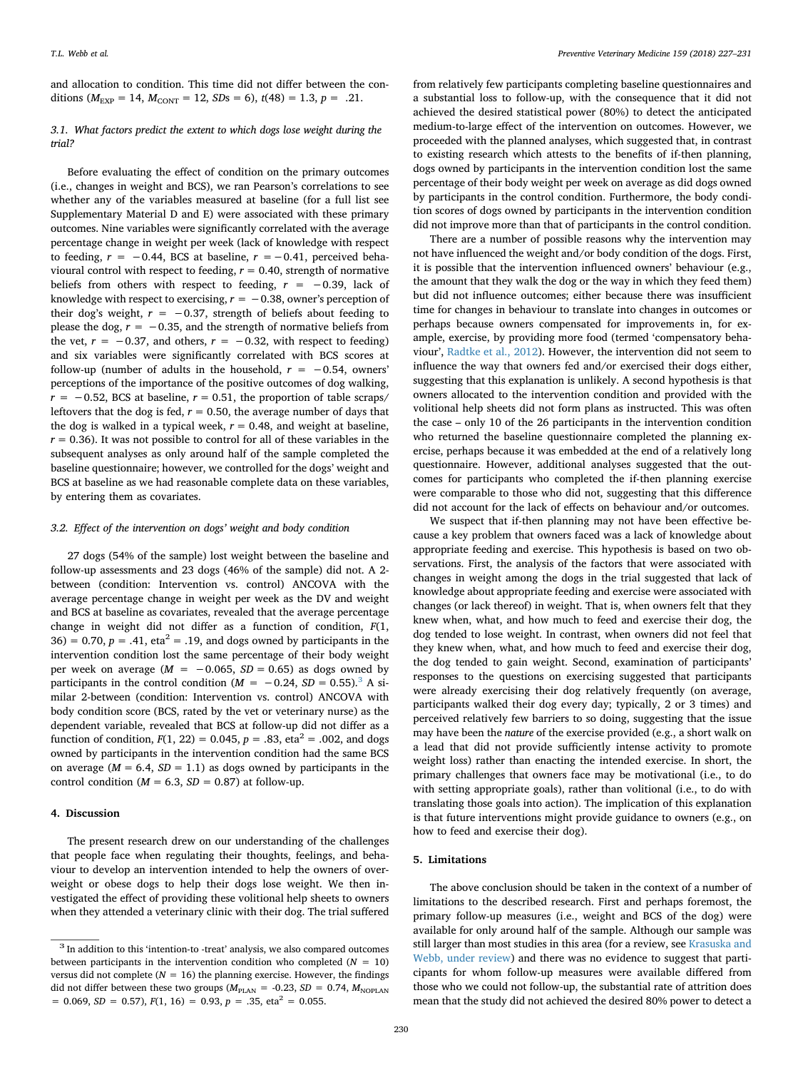and allocation to condition. This time did not differ between the conditions ($M_{EXP}$ = 14, $M_{CONT}$ = 12, $SDs$ = 6), $t(48) = 1.3$, $p = .21$.

### 3.1. What factors predict the extent to which dogs lose weight during the trial?

Before evaluating the effect of condition on the primary outcomes (i.e., changes in weight and BCS), we ran Pearson's correlations to see whether any of the variables measured at baseline (for a full list see Supplementary Material D and E) were associated with these primary outcomes. Nine variables were significantly correlated with the average percentage change in weight per week (lack of knowledge with respect to feeding, $r = -0.44$, BCS at baseline, $r = -0.41$, perceived behavioural control with respect to feeding, $r = 0.40$, strength of normative beliefs from others with respect to feeding, $r = -0.39$, lack of knowledge with respect to exercising, $r = -0.38$, owner's perception of their dog's weight, $r = -0.37$, strength of beliefs about feeding to please the dog, $r = -0.35$, and the strength of normative beliefs from the vet, $r = -0.37$, and others, $r = -0.32$, with respect to feeding) and six variables were significantly correlated with BCS scores at follow-up (number of adults in the household, $r = -0.54$, owners' perceptions of the importance of the positive outcomes of dog walking, $r = -0.52$, BCS at baseline, $r = 0.51$, the proportion of table scraps/leftovers that the dog is fed, $r = 0.50$, the average number of days that the dog is walked in a typical week, $r = 0.48$, and weight at baseline, $r = 0.36$). It was not possible to control for all of these variables in the subsequent analyses as only around half of the sample completed the baseline questionnaire; however, we controlled for the dogs' weight and BCS at baseline as we had reasonable complete data on these variables, by entering them as covariates.

### 3.2. Effect of the intervention on dogs' weight and body condition

27 dogs (54% of the sample) lost weight between the baseline and follow-up assessments and 23 dogs (46% of the sample) did not. A 2-between (condition: Intervention vs. control) ANCOVA with the average percentage change in weight per week as the DV and weight and BCS at baseline as covariates, revealed that the average percentage change in weight did not differ as a function of condition, $F(1, 36) = 0.70$, $p = .41$, eta$^2$ = .19, and dogs owned by participants in the intervention condition lost the same percentage of their body weight per week on average ($M = -0.065$, $SD = 0.65$) as dogs owned by participants in the control condition ($M = -0.24$, $SD = 0.55$).[3] A similar 2-between (condition: Intervention vs. control) ANCOVA with body condition score (BCS, rated by the vet or veterinary nurse) as the dependent variable, revealed that BCS at follow-up did not differ as a function of condition, $F(1, 22) = 0.045$, $p = .83$, eta$^2$ = .002, and dogs owned by participants in the intervention condition had the same BCS on average ($M = 6.4$, $SD = 1.1$) as dogs owned by participants in the control condition ($M = 6.3$, $SD = 0.87$) at follow-up.

## 4. Discussion

The present research drew on our understanding of the challenges that people face when regulating their thoughts, feelings, and behaviour to develop an intervention intended to help the owners of overweight or obese dogs to help their dogs lose weight. We then investigated the effect of providing these volitional help sheets to owners when they attended a veterinary clinic with their dog. The trial suffered from relatively few participants completing baseline questionnaires and a substantial loss to follow-up, with the consequence that it did not achieved the desired statistical power (80%) to detect the anticipated medium-to-large effect of the intervention on outcomes. However, we proceeded with the planned analyses, which suggested that, in contrast to existing research which attests to the benefits of if-then planning, dogs owned by participants in the intervention condition lost the same percentage of their body weight per week on average as did dogs owned by participants in the control condition. Furthermore, the body condition scores of dogs owned by participants in the intervention condition did not improve more than that of participants in the control condition.

There are a number of possible reasons why the intervention may not have influenced the weight and/or body condition of the dogs. First, it is possible that the intervention influenced owners' behaviour (e.g., the amount that they walk the dog or the way in which they feed them) but did not influence outcomes; either because there was insufficient time for changes in behaviour to translate into changes in outcomes or perhaps because owners compensated for improvements in, for example, exercise, by providing more food (termed 'compensatory behaviour', Radtke et al., 2012). However, the intervention did not seem to influence the way that owners fed and/or exercised their dogs either, suggesting that this explanation is unlikely. A second hypothesis is that owners allocated to the intervention condition and provided with the volitional help sheets did not form plans as instructed. This was often the case – only 10 of the 26 participants in the intervention condition who returned the baseline questionnaire completed the planning exercise, perhaps because it was embedded at the end of a relatively long questionnaire. However, additional analyses suggested that the outcomes for participants who completed the if-then planning exercise were comparable to those who did not, suggesting that this difference did not account for the lack of effects on behaviour and/or outcomes.

We suspect that if-then planning may not have been effective because a key problem that owners faced was a lack of knowledge about appropriate feeding and exercise. This hypothesis is based on two observations. First, the analysis of the factors that were associated with changes in weight among the dogs in the trial suggested that lack of knowledge about appropriate feeding and exercise were associated with changes (or lack thereof) in weight. That is, when owners felt that they knew when, what, and how much to feed and exercise their dog, the dog tended to lose weight. In contrast, when owners did not feel that they knew when, what, and how much to feed and exercise their dog, the dog tended to gain weight. Second, examination of participants' responses to the questions on exercising suggested that participants were already exercising their dog relatively frequently (on average, participants walked their dog every day; typically, 2 or 3 times) and perceived relatively few barriers to so doing, suggesting that the issue may have been the *nature* of the exercise provided (e.g., a short walk on a lead that did not provide sufficiently intense activity to promote weight loss) rather than enacting the intended exercise. In short, the primary challenges that owners face may be motivational (i.e., to do with setting appropriate goals), rather than volitional (i.e., to do with translating those goals into action). The implication of this explanation is that future interventions might provide guidance to owners (e.g., on how to feed and exercise their dog).

## 5. Limitations

The above conclusion should be taken in the context of a number of limitations to the described research. First and perhaps foremost, the primary follow-up measures (i.e., weight and BCS of the dog) were available for only around half of the sample. Although our sample was still larger than most studies in this area (for a review, see Krasuska and Webb, under review) and there was no evidence to suggest that participants for whom follow-up measures were available differed from those who we could not follow-up, the substantial rate of attrition does mean that the study did not achieved the desired 80% power to detect a

---

[3] In addition to this 'intention-to -treat' analysis, we also compared outcomes between participants in the intervention condition who completed ($N = 10$) versus did not complete ($N = 16$) the planning exercise. However, the findings did not differ between these two groups ($M_{PLAN}$ = -0.23, $SD = 0.74$, $M_{NOPLAN}$ = 0.069, $SD = 0.57$), $F(1, 16) = 0.93$, $p = .35$, eta$^2$ = 0.055.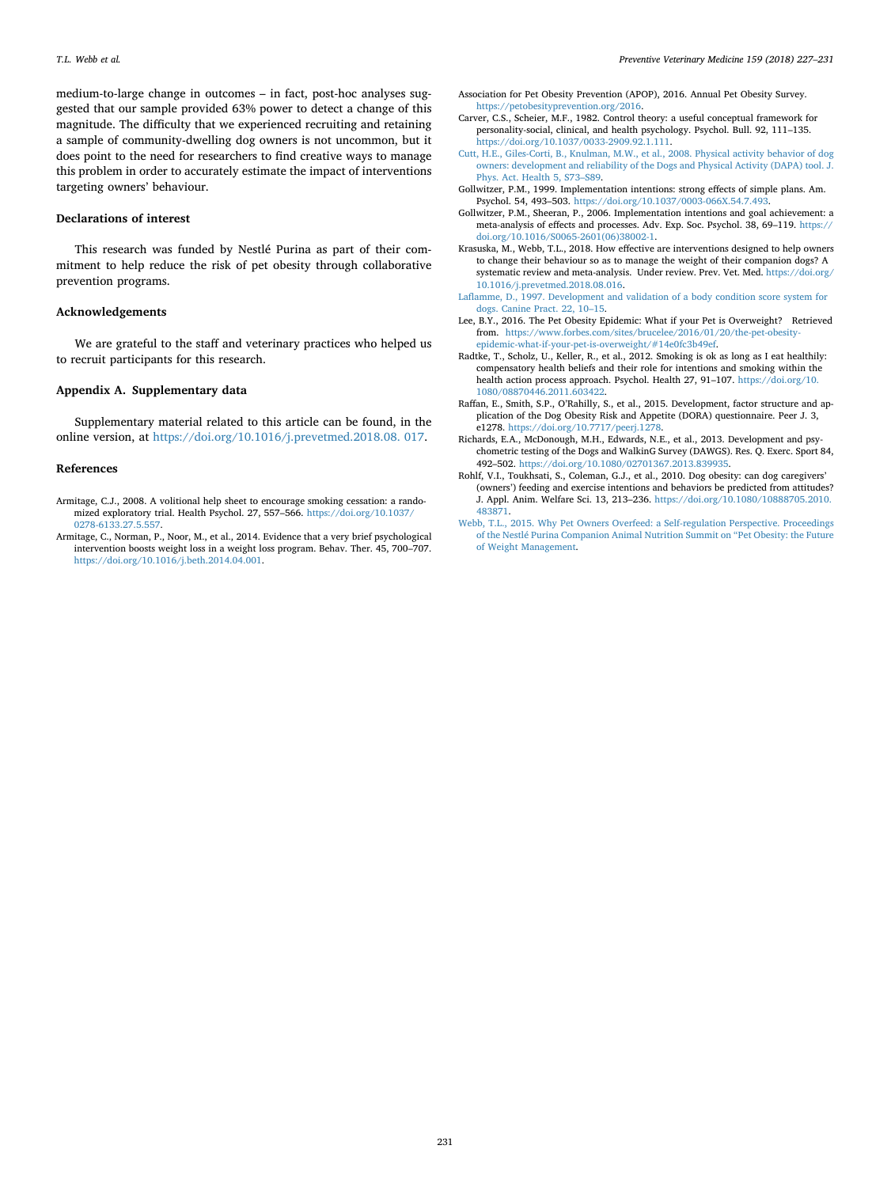medium-to-large change in outcomes – in fact, post-hoc analyses suggested that our sample provided 63% power to detect a change of this magnitude. The difficulty that we experienced recruiting and retaining a sample of community-dwelling dog owners is not uncommon, but it does point to the need for researchers to find creative ways to manage this problem in order to accurately estimate the impact of interventions targeting owners' behaviour.

## Declarations of interest

This research was funded by Nestlé Purina as part of their commitment to help reduce the risk of pet obesity through collaborative prevention programs.

## Acknowledgements

We are grateful to the staff and veterinary practices who helped us to recruit participants for this research.

## Appendix A. Supplementary data

Supplementary material related to this article can be found, in the online version, at https://doi.org/10.1016/j.prevetmed.2018.08. 017.

## References

Armitage, C.J., 2008. A volitional help sheet to encourage smoking cessation: a randomized exploratory trial. Health Psychol. 27, 557–566. https://doi.org/10.1037/0278-6133.27.5.557.

Armitage, C., Norman, P., Noor, M., et al., 2014. Evidence that a very brief psychological intervention boosts weight loss in a weight loss program. Behav. Ther. 45, 700–707. https://doi.org/10.1016/j.beth.2014.04.001.

Association for Pet Obesity Prevention (APOP), 2016. Annual Pet Obesity Survey. https://petobesityprevention.org/2016.

Carver, C.S., Scheier, M.F., 1982. Control theory: a useful conceptual framework for personality-social, clinical, and health psychology. Psychol. Bull. 92, 111–135. https://doi.org/10.1037/0033-2909.92.1.111.

Cutt, H.E., Giles-Corti, B., Knulman, M.W., et al., 2008. Physical activity behavior of dog owners: development and reliability of the Dogs and Physical Activity (DAPA) tool. J. Phys. Act. Health 5, S73–S89.

Gollwitzer, P.M., 1999. Implementation intentions: strong effects of simple plans. Am. Psychol. 54, 493–503. https://doi.org/10.1037/0003-066X.54.7.493.

Gollwitzer, P.M., Sheeran, P., 2006. Implementation intentions and goal achievement: a meta-analysis of effects and processes. Adv. Exp. Soc. Psychol. 38, 69–119. https://doi.org/10.1016/S0065-2601(06)38002-1.

Krasuska, M., Webb, T.L., 2018. How effective are interventions designed to help owners to change their behaviour so as to manage the weight of their companion dogs? A systematic review and meta-analysis. Under review. Prev. Vet. Med. https://doi.org/10.1016/j.prevetmed.2018.08.016.

Laflamme, D., 1997. Development and validation of a body condition score system for dogs. Canine Pract. 22, 10–15.

Lee, B.Y., 2016. The Pet Obesity Epidemic: What if your Pet is Overweight? Retrieved from. https://www.forbes.com/sites/brucelee/2016/01/20/the-pet-obesity-epidemic-what-if-your-pet-is-overweight/#14e0fc3b49ef.

Radtke, T., Scholz, U., Keller, R., et al., 2012. Smoking is ok as long as I eat healthily: compensatory health beliefs and their role for intentions and smoking within the health action process approach. Psychol. Health 27, 91–107. https://doi.org/10.1080/08870446.2011.603422.

Raffan, E., Smith, S.P., O'Rahilly, S., et al., 2015. Development, factor structure and application of the Dog Obesity Risk and Appetite (DORA) questionnaire. Peer J. 3, e1278. https://doi.org/10.7717/peerj.1278.

Richards, E.A., McDonough, M.H., Edwards, N.E., et al., 2013. Development and psychometric testing of the Dogs and WalkinG Survey (DAWGS). Res. Q. Exerc. Sport 84, 492–502. https://doi.org/10.1080/02701367.2013.839935.

Rohlf, V.I., Toukhsati, S., Coleman, G.J., et al., 2010. Dog obesity: can dog caregivers' (owners') feeding and exercise intentions and behaviors be predicted from attitudes? J. Appl. Anim. Welfare Sci. 13, 213–236. https://doi.org/10.1080/10888705.2010.483871.

Webb, T.L., 2015. Why Pet Owners Overfeed: a Self-regulation Perspective. Proceedings of the Nestlé Purina Companion Animal Nutrition Summit on "Pet Obesity: the Future of Weight Management.